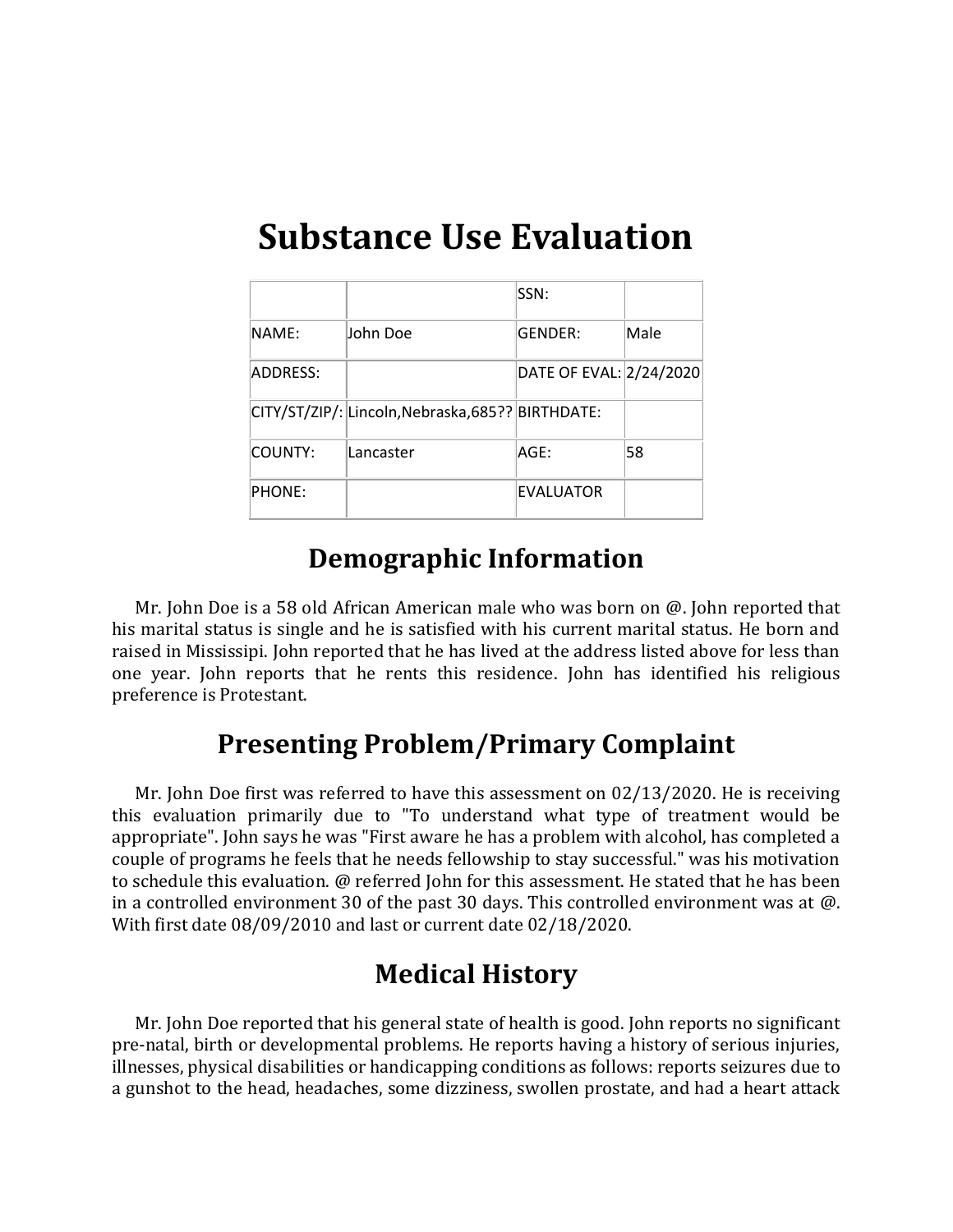# Substance Use Evaluation

| | | SSN: | |
|---|---|---|---|
| NAME: | John Doe | GENDER: | Male |
| ADDRESS: | | DATE OF EVAL: | 2/24/2020 |
| CITY/ST/ZIP/: | Lincoln,Nebraska,685?? | BIRTHDATE: | |
| COUNTY: | Lancaster | AGE: | 58 |
| PHONE: | | EVALUATOR | |

## Demographic Information

Mr. John Doe is a 58 old African American male who was born on @. John reported that his marital status is single and he is satisfied with his current marital status. He born and raised in Mississipi. John reported that he has lived at the address listed above for less than one year. John reports that he rents this residence. John has identified his religious preference is Protestant.

## Presenting Problem/Primary Complaint

Mr. John Doe first was referred to have this assessment on 02/13/2020. He is receiving this evaluation primarily due to "To understand what type of treatment would be appropriate". John says he was "First aware he has a problem with alcohol, has completed a couple of programs he feels that he needs fellowship to stay successful." was his motivation to schedule this evaluation. @ referred John for this assessment. He stated that he has been in a controlled environment 30 of the past 30 days. This controlled environment was at @. With first date 08/09/2010 and last or current date 02/18/2020.

## Medical History

Mr. John Doe reported that his general state of health is good. John reports no significant pre-natal, birth or developmental problems. He reports having a history of serious injuries, illnesses, physical disabilities or handicapping conditions as follows: reports seizures due to a gunshot to the head, headaches, some dizziness, swollen prostate, and had a heart attack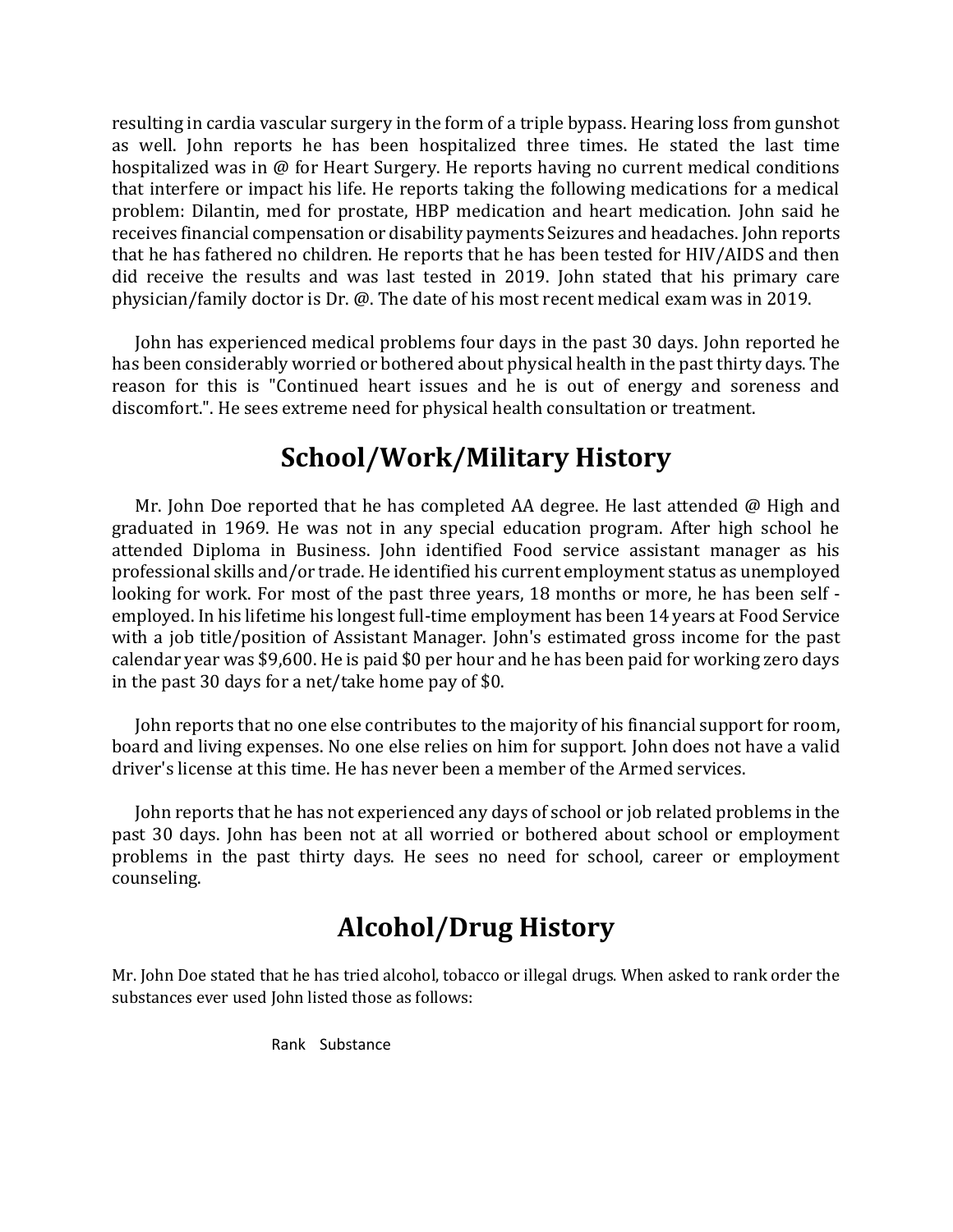resulting in cardia vascular surgery in the form of a triple bypass. Hearing loss from gunshot as well. John reports he has been hospitalized three times. He stated the last time hospitalized was in @ for Heart Surgery. He reports having no current medical conditions that interfere or impact his life. He reports taking the following medications for a medical problem: Dilantin, med for prostate, HBP medication and heart medication. John said he receives financial compensation or disability payments Seizures and headaches. John reports that he has fathered no children. He reports that he has been tested for HIV/AIDS and then did receive the results and was last tested in 2019. John stated that his primary care physician/family doctor is Dr. @. The date of his most recent medical exam was in 2019.

John has experienced medical problems four days in the past 30 days. John reported he has been considerably worried or bothered about physical health in the past thirty days. The reason for this is "Continued heart issues and he is out of energy and soreness and discomfort.". He sees extreme need for physical health consultation or treatment.

## School/Work/Military History

Mr. John Doe reported that he has completed AA degree. He last attended @ High and graduated in 1969. He was not in any special education program. After high school he attended Diploma in Business. John identified Food service assistant manager as his professional skills and/or trade. He identified his current employment status as unemployed looking for work. For most of the past three years, 18 months or more, he has been self - employed. In his lifetime his longest full-time employment has been 14 years at Food Service with a job title/position of Assistant Manager. John's estimated gross income for the past calendar year was $9,600. He is paid $0 per hour and he has been paid for working zero days in the past 30 days for a net/take home pay of $0.

John reports that no one else contributes to the majority of his financial support for room, board and living expenses. No one else relies on him for support. John does not have a valid driver's license at this time. He has never been a member of the Armed services.

John reports that he has not experienced any days of school or job related problems in the past 30 days. John has been not at all worried or bothered about school or employment problems in the past thirty days. He sees no need for school, career or employment counseling.

## Alcohol/Drug History

Mr. John Doe stated that he has tried alcohol, tobacco or illegal drugs. When asked to rank order the substances ever used John listed those as follows:

Rank Substance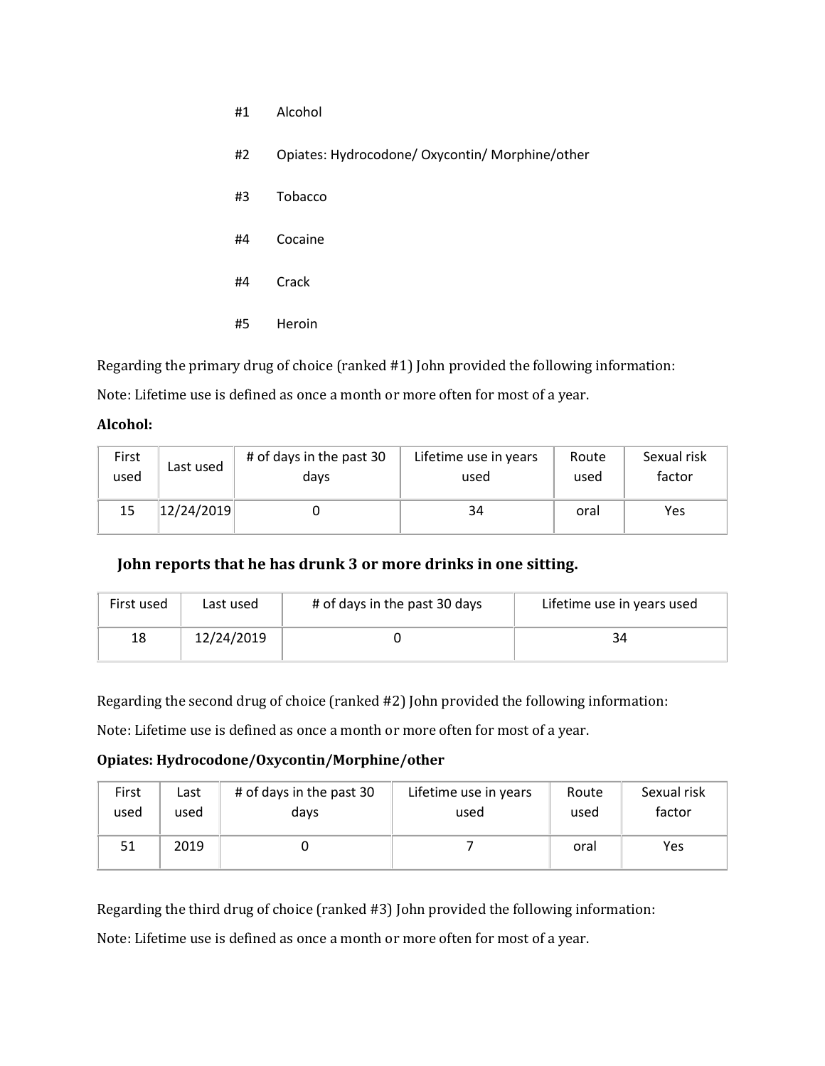#1 Alcohol

#2 Opiates: Hydrocodone/ Oxycontin/ Morphine/other

#3 Tobacco

#4 Cocaine

#4 Crack

#5 Heroin

Regarding the primary drug of choice (ranked #1) John provided the following information:

Note: Lifetime use is defined as once a month or more often for most of a year.

**Alcohol:**

| First used | Last used | # of days in the past 30 days | Lifetime use in years used | Route used | Sexual risk factor |
|---|---|---|---|---|---|
| 15 | 12/24/2019 | 0 | 34 | oral | Yes |

### John reports that he has drunk 3 or more drinks in one sitting.

| First used | Last used | # of days in the past 30 days | Lifetime use in years used |
|---|---|---|---|
| 18 | 12/24/2019 | 0 | 34 |

Regarding the second drug of choice (ranked #2) John provided the following information:

Note: Lifetime use is defined as once a month or more often for most of a year.

**Opiates: Hydrocodone/Oxycontin/Morphine/other**

| First used | Last used | # of days in the past 30 days | Lifetime use in years used | Route used | Sexual risk factor |
|---|---|---|---|---|---|
| 51 | 2019 | 0 | 7 | oral | Yes |

Regarding the third drug of choice (ranked #3) John provided the following information:

Note: Lifetime use is defined as once a month or more often for most of a year.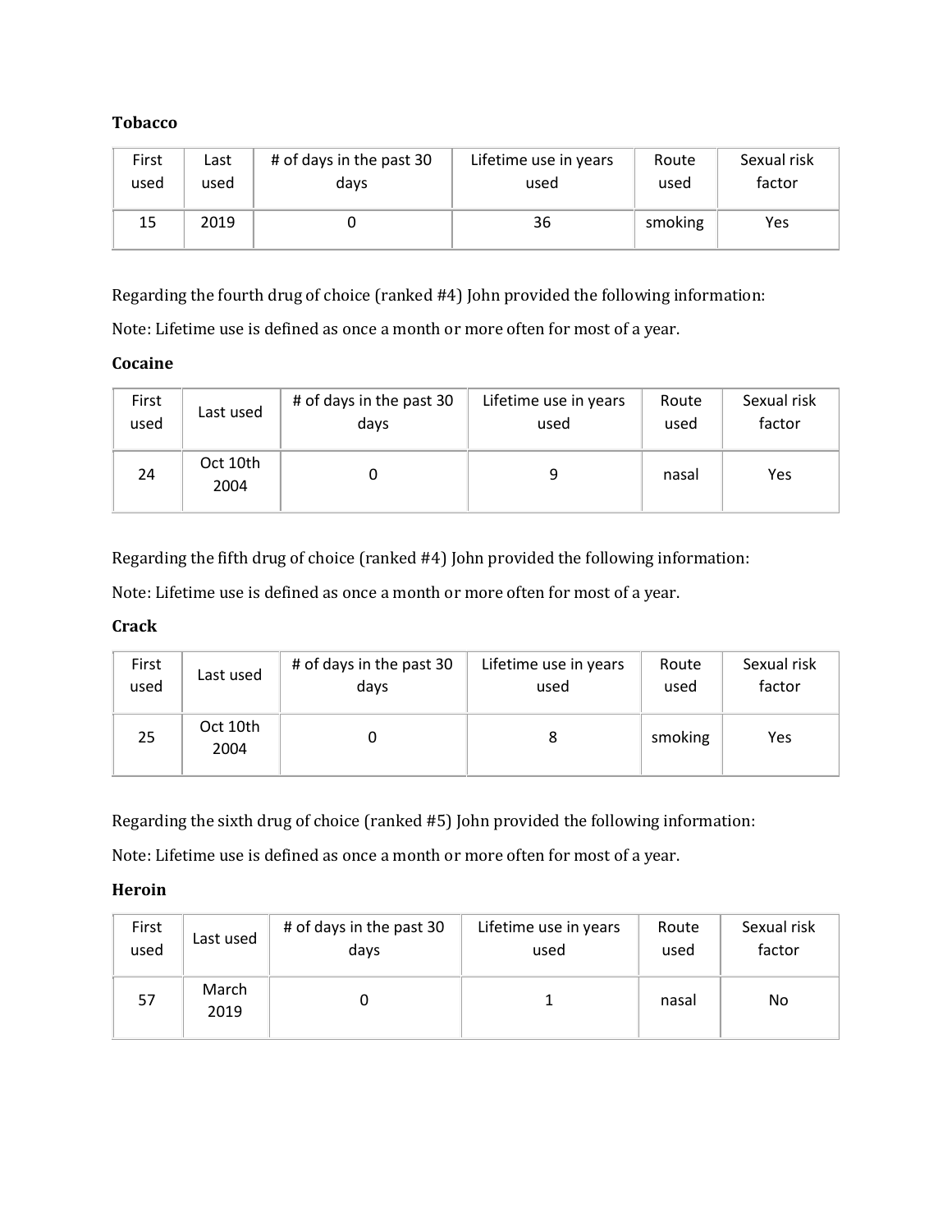**Tobacco**

| First used | Last used | # of days in the past 30 days | Lifetime use in years used | Route used | Sexual risk factor |
|---|---|---|---|---|---|
| 15 | 2019 | 0 | 36 | smoking | Yes |

Regarding the fourth drug of choice (ranked #4) John provided the following information:

Note: Lifetime use is defined as once a month or more often for most of a year.

**Cocaine**

| First used | Last used | # of days in the past 30 days | Lifetime use in years used | Route used | Sexual risk factor |
|---|---|---|---|---|---|
| 24 | Oct 10th 2004 | 0 | 9 | nasal | Yes |

Regarding the fifth drug of choice (ranked #4) John provided the following information:

Note: Lifetime use is defined as once a month or more often for most of a year.

**Crack**

| First used | Last used | # of days in the past 30 days | Lifetime use in years used | Route used | Sexual risk factor |
|---|---|---|---|---|---|
| 25 | Oct 10th 2004 | 0 | 8 | smoking | Yes |

Regarding the sixth drug of choice (ranked #5) John provided the following information:

Note: Lifetime use is defined as once a month or more often for most of a year.

**Heroin**

| First used | Last used | # of days in the past 30 days | Lifetime use in years used | Route used | Sexual risk factor |
|---|---|---|---|---|---|
| 57 | March 2019 | 0 | 1 | nasal | No |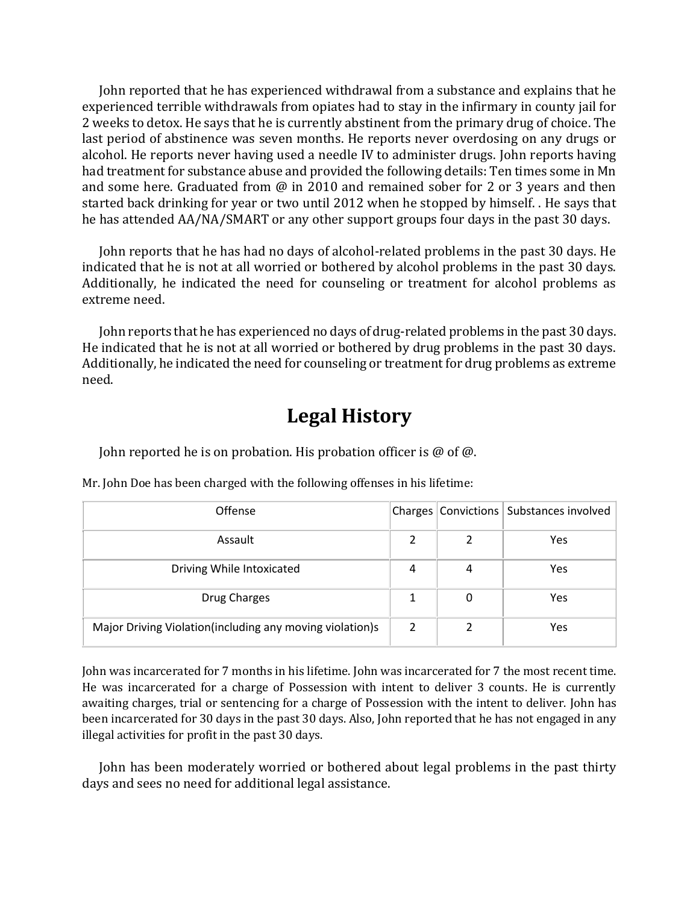John reported that he has experienced withdrawal from a substance and explains that he experienced terrible withdrawals from opiates had to stay in the infirmary in county jail for 2 weeks to detox. He says that he is currently abstinent from the primary drug of choice. The last period of abstinence was seven months. He reports never overdosing on any drugs or alcohol. He reports never having used a needle IV to administer drugs. John reports having had treatment for substance abuse and provided the following details: Ten times some in Mn and some here. Graduated from @ in 2010 and remained sober for 2 or 3 years and then started back drinking for year or two until 2012 when he stopped by himself. . He says that he has attended AA/NA/SMART or any other support groups four days in the past 30 days.

John reports that he has had no days of alcohol-related problems in the past 30 days. He indicated that he is not at all worried or bothered by alcohol problems in the past 30 days. Additionally, he indicated the need for counseling or treatment for alcohol problems as extreme need.

John reports that he has experienced no days of drug-related problems in the past 30 days. He indicated that he is not at all worried or bothered by drug problems in the past 30 days. Additionally, he indicated the need for counseling or treatment for drug problems as extreme need.

# Legal History

John reported he is on probation. His probation officer is @ of @.

Mr. John Doe has been charged with the following offenses in his lifetime:

| Offense | Charges | Convictions | Substances involved |
|---|---|---|---|
| Assault | 2 | 2 | Yes |
| Driving While Intoxicated | 4 | 4 | Yes |
| Drug Charges | 1 | 0 | Yes |
| Major Driving Violation(including any moving violation)s | 2 | 2 | Yes |

John was incarcerated for 7 months in his lifetime. John was incarcerated for 7 the most recent time. He was incarcerated for a charge of Possession with intent to deliver 3 counts. He is currently awaiting charges, trial or sentencing for a charge of Possession with the intent to deliver. John has been incarcerated for 30 days in the past 30 days. Also, John reported that he has not engaged in any illegal activities for profit in the past 30 days.

John has been moderately worried or bothered about legal problems in the past thirty days and sees no need for additional legal assistance.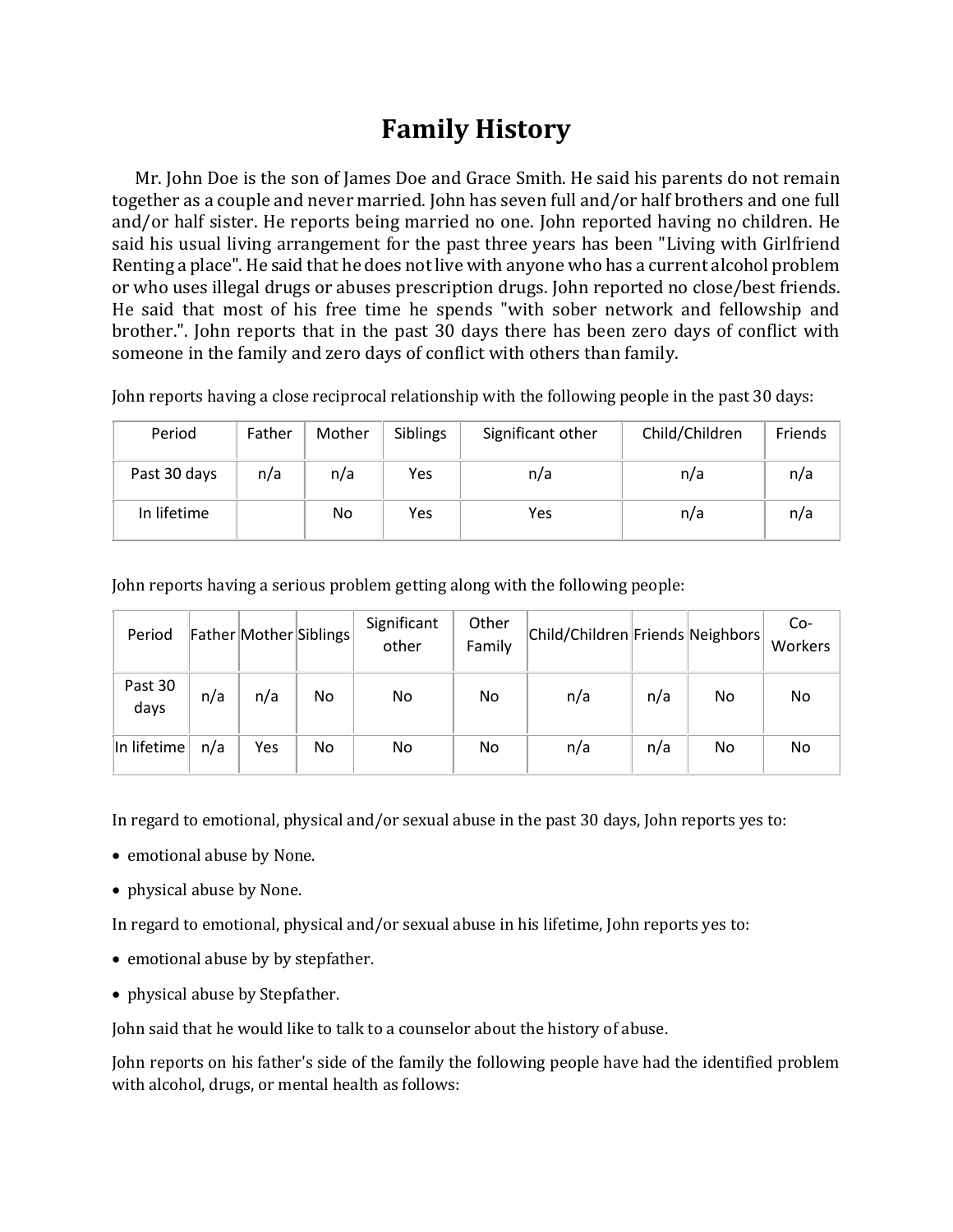# Family History

Mr. John Doe is the son of James Doe and Grace Smith. He said his parents do not remain together as a couple and never married. John has seven full and/or half brothers and one full and/or half sister. He reports being married no one. John reported having no children. He said his usual living arrangement for the past three years has been "Living with Girlfriend Renting a place". He said that he does not live with anyone who has a current alcohol problem or who uses illegal drugs or abuses prescription drugs. John reported no close/best friends. He said that most of his free time he spends "with sober network and fellowship and brother.". John reports that in the past 30 days there has been zero days of conflict with someone in the family and zero days of conflict with others than family.

John reports having a close reciprocal relationship with the following people in the past 30 days:

| Period | Father | Mother | Siblings | Significant other | Child/Children | Friends |
|---|---|---|---|---|---|---|
| Past 30 days | n/a | n/a | Yes | n/a | n/a | n/a |
| In lifetime | | No | Yes | Yes | n/a | n/a |

John reports having a serious problem getting along with the following people:

| Period | Father | Mother | Siblings | Significant other | Other Family | Child/Children | Friends | Neighbors | Co-Workers |
|---|---|---|---|---|---|---|---|---|---|
| Past 30 days | n/a | n/a | No | No | No | n/a | n/a | No | No |
| In lifetime | n/a | Yes | No | No | No | n/a | n/a | No | No |

In regard to emotional, physical and/or sexual abuse in the past 30 days, John reports yes to:

- emotional abuse by None.
- physical abuse by None.

In regard to emotional, physical and/or sexual abuse in his lifetime, John reports yes to:

- emotional abuse by by stepfather.
- physical abuse by Stepfather.

John said that he would like to talk to a counselor about the history of abuse.

John reports on his father's side of the family the following people have had the identified problem with alcohol, drugs, or mental health as follows: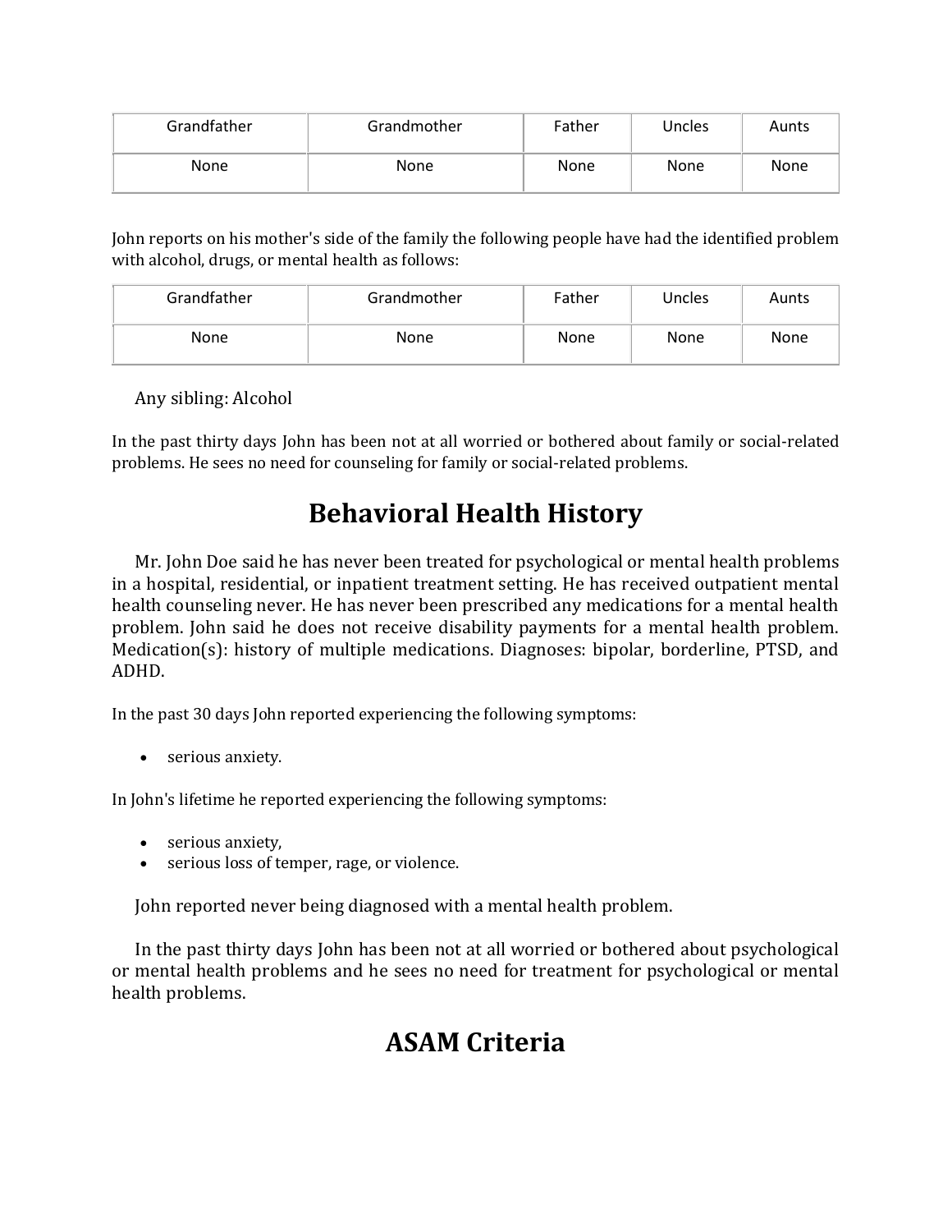| Grandfather | Grandmother | Father | Uncles | Aunts |
| --- | --- | --- | --- | --- |
| None | None | None | None | None |

John reports on his mother's side of the family the following people have had the identified problem with alcohol, drugs, or mental health as follows:

| Grandfather | Grandmother | Father | Uncles | Aunts |
| --- | --- | --- | --- | --- |
| None | None | None | None | None |

Any sibling: Alcohol

In the past thirty days John has been not at all worried or bothered about family or social-related problems. He sees no need for counseling for family or social-related problems.

# Behavioral Health History

Mr. John Doe said he has never been treated for psychological or mental health problems in a hospital, residential, or inpatient treatment setting. He has received outpatient mental health counseling never. He has never been prescribed any medications for a mental health problem. John said he does not receive disability payments for a mental health problem. Medication(s): history of multiple medications. Diagnoses: bipolar, borderline, PTSD, and ADHD.

In the past 30 days John reported experiencing the following symptoms:

- serious anxiety.

In John's lifetime he reported experiencing the following symptoms:

- serious anxiety,
- serious loss of temper, rage, or violence.

John reported never being diagnosed with a mental health problem.

In the past thirty days John has been not at all worried or bothered about psychological or mental health problems and he sees no need for treatment for psychological or mental health problems.

# ASAM Criteria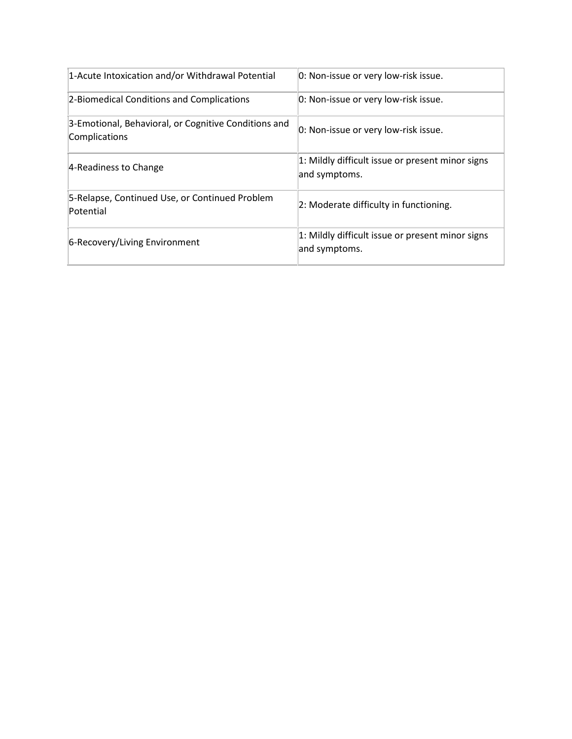| | |
|---|---|
| 1-Acute Intoxication and/or Withdrawal Potential | 0: Non-issue or very low-risk issue. |
| 2-Biomedical Conditions and Complications | 0: Non-issue or very low-risk issue. |
| 3-Emotional, Behavioral, or Cognitive Conditions and Complications | 0: Non-issue or very low-risk issue. |
| 4-Readiness to Change | 1: Mildly difficult issue or present minor signs and symptoms. |
| 5-Relapse, Continued Use, or Continued Problem Potential | 2: Moderate difficulty in functioning. |
| 6-Recovery/Living Environment | 1: Mildly difficult issue or present minor signs and symptoms. |